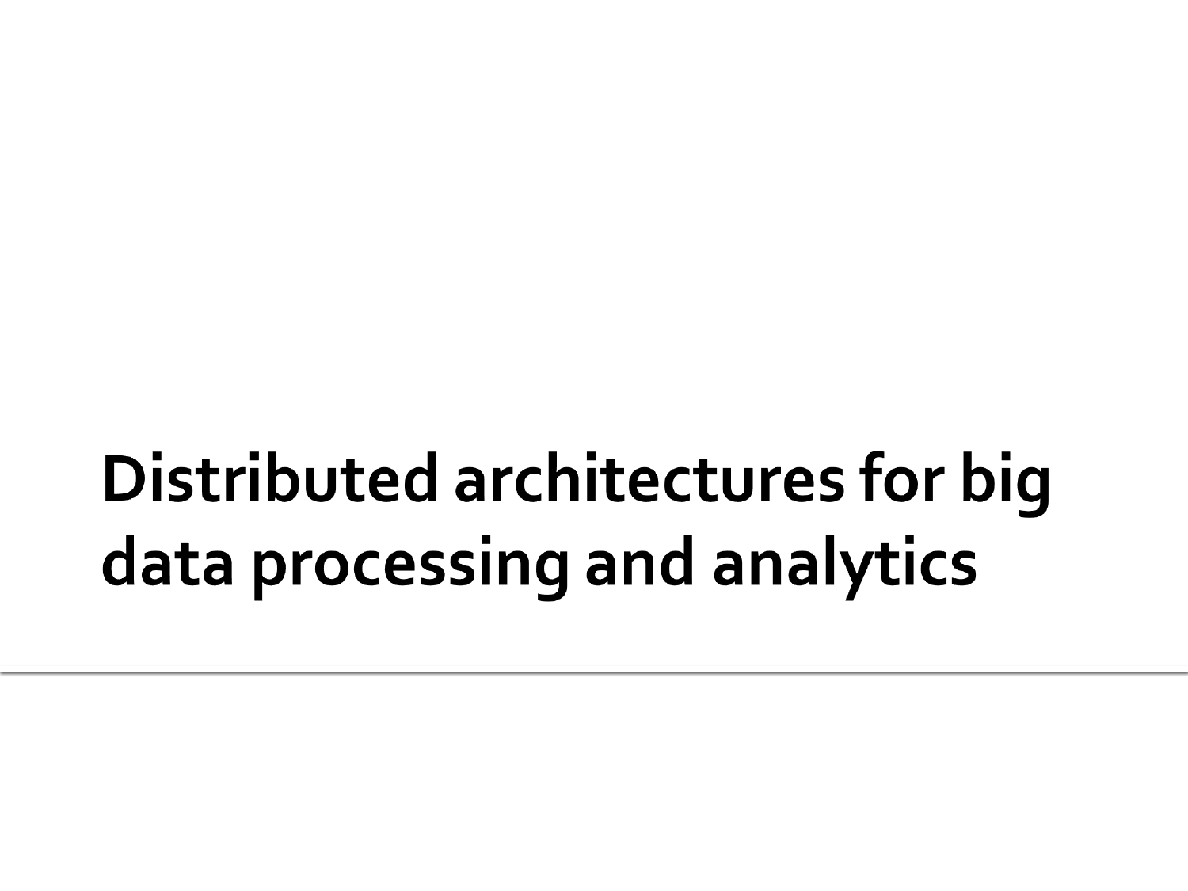# Distributed architectures for big data processing and analytics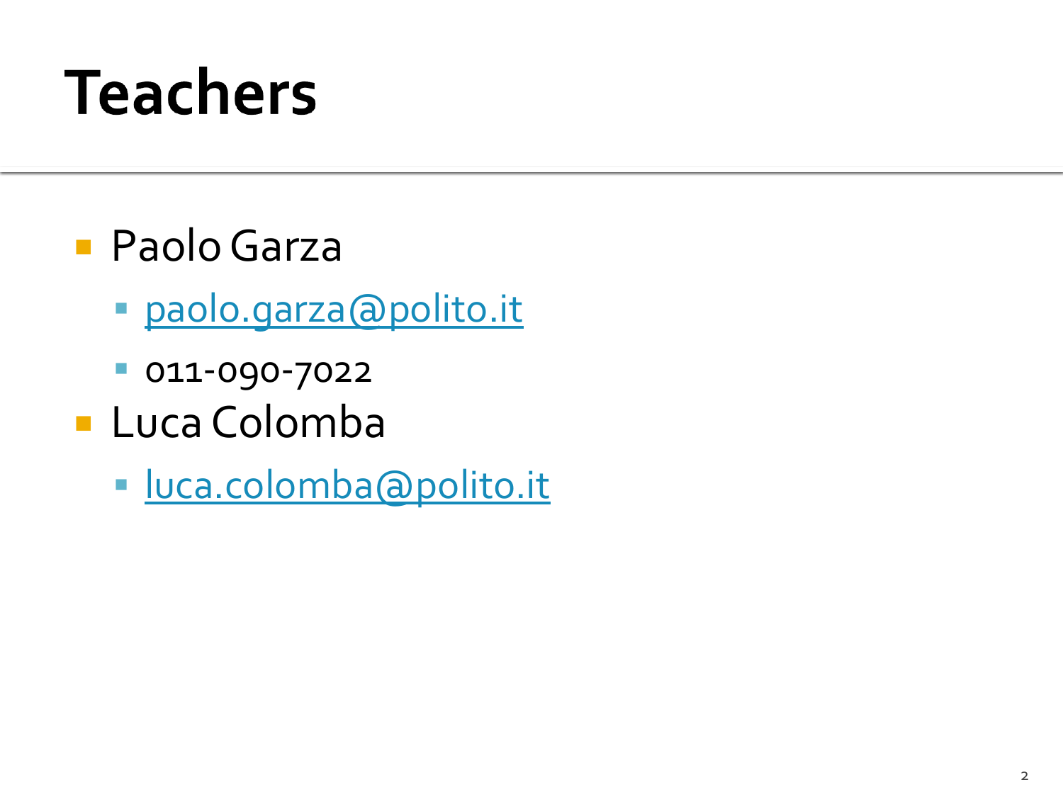# Teachers

- Paolo Garza
  - paolo.garza@polito.it
  - 011-090-7022
- Luca Colomba
  - luca.colomba@polito.it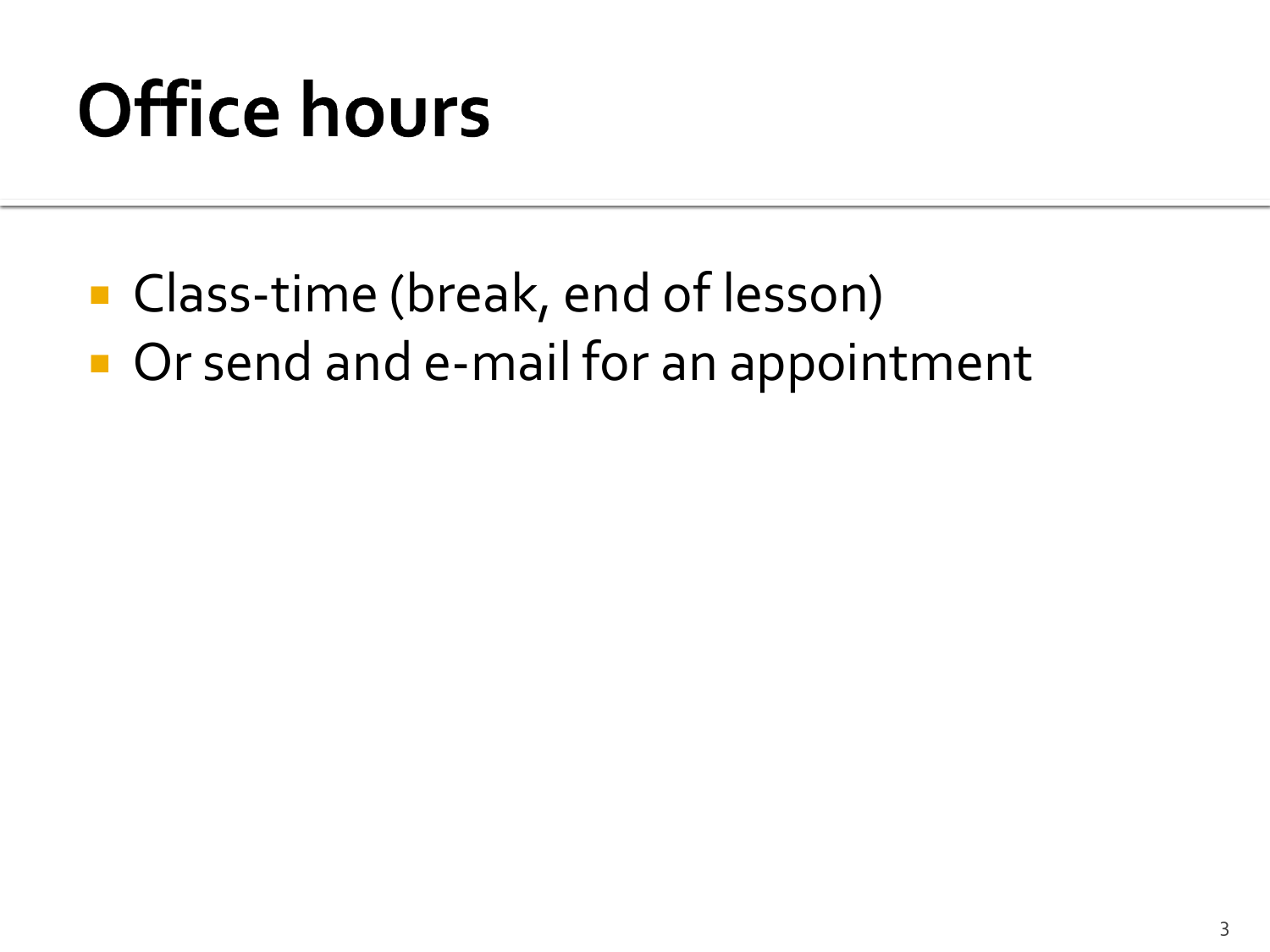# Office hours

- Class-time (break, end of lesson)
- Or send and e-mail for an appointment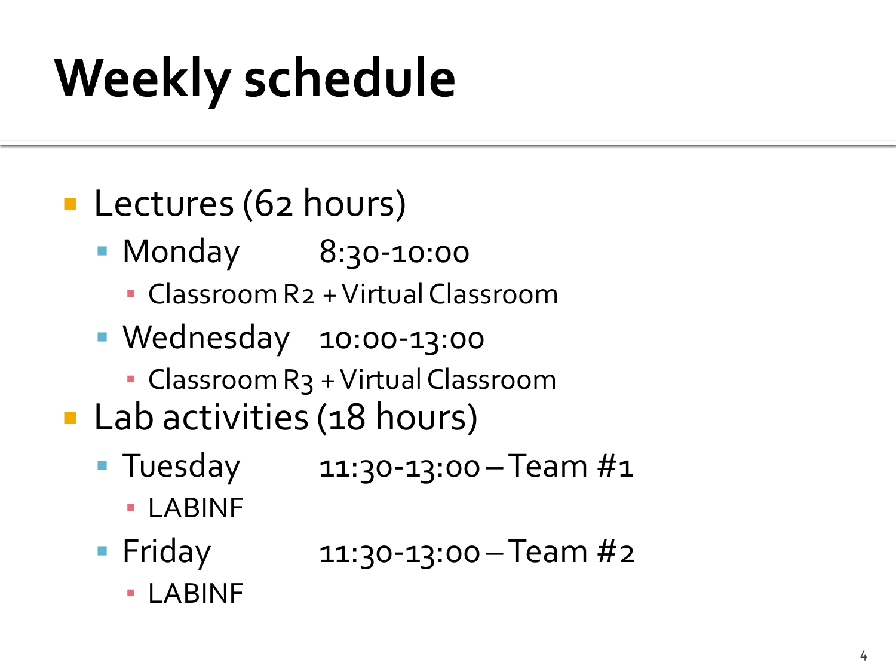# Weekly schedule

- Lectures (62 hours)
  - Monday 8:30-10:00
    - Classroom R2 + Virtual Classroom
  - Wednesday 10:00-13:00
    - Classroom R3 + Virtual Classroom
- Lab activities (18 hours)
  - Tuesday 11:30-13:00 – Team #1
    - LABINF
  - Friday 11:30-13:00 – Team #2
    - LABINF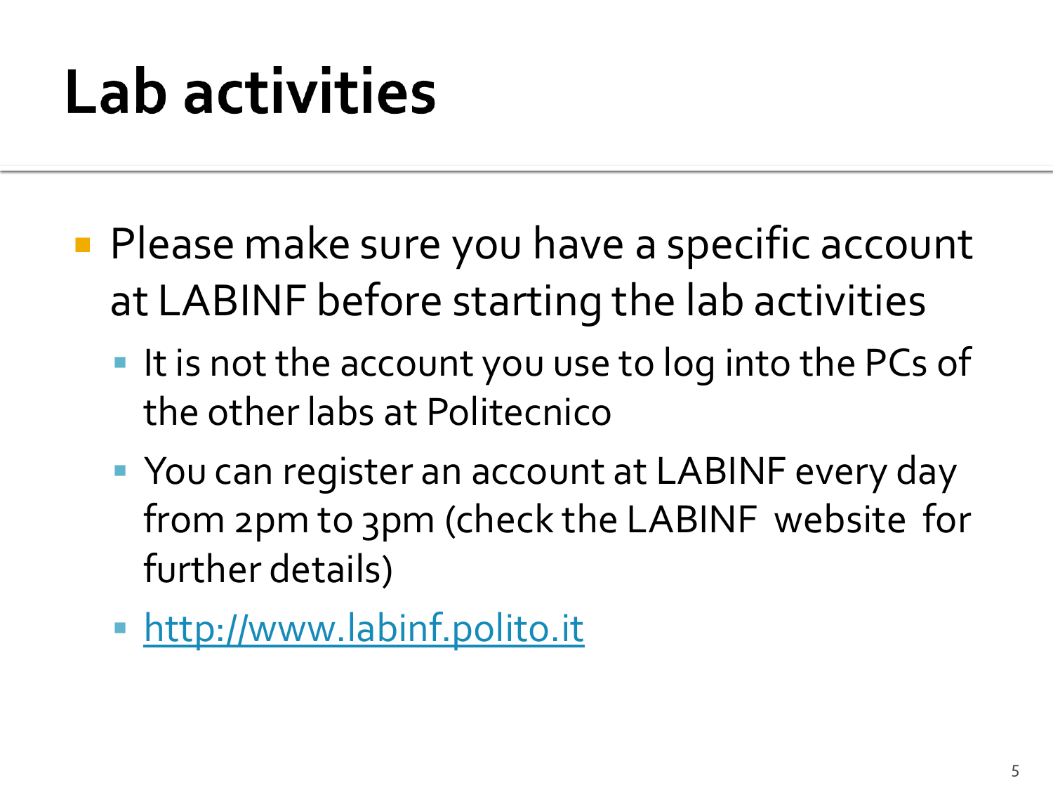# Lab activities

- Please make sure you have a specific account at LABINF before starting the lab activities
  - It is not the account you use to log into the PCs of the other labs at Politecnico
  - You can register an account at LABINF every day from 2pm to 3pm (check the LABINF website for further details)
  - [http://www.labinf.polito.it](http://www.labinf.polito.it)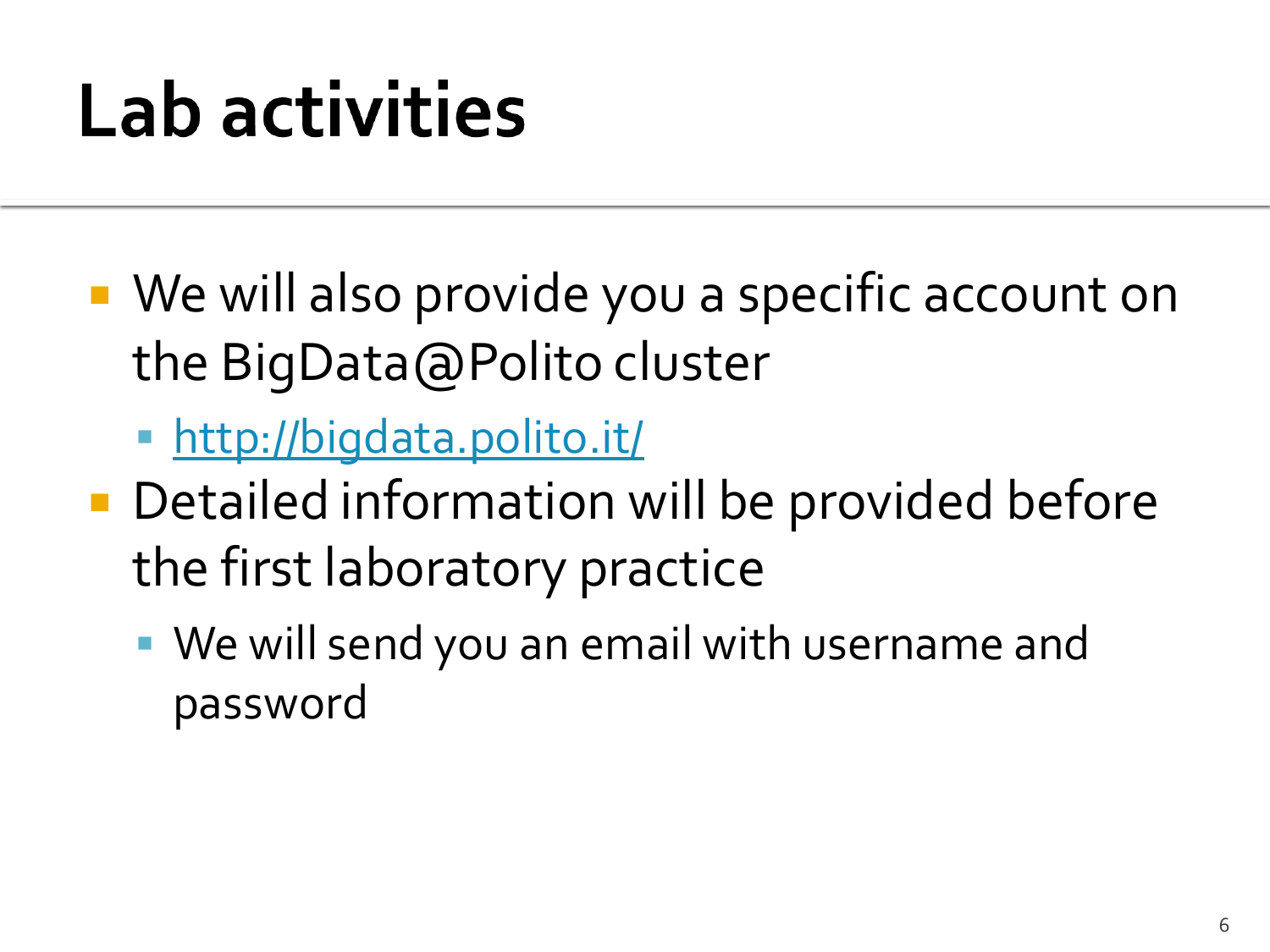# Lab activities

- We will also provide you a specific account on the BigData@Polito cluster
  - http://bigdata.polito.it/
- Detailed information will be provided before the first laboratory practice
  - We will send you an email with username and password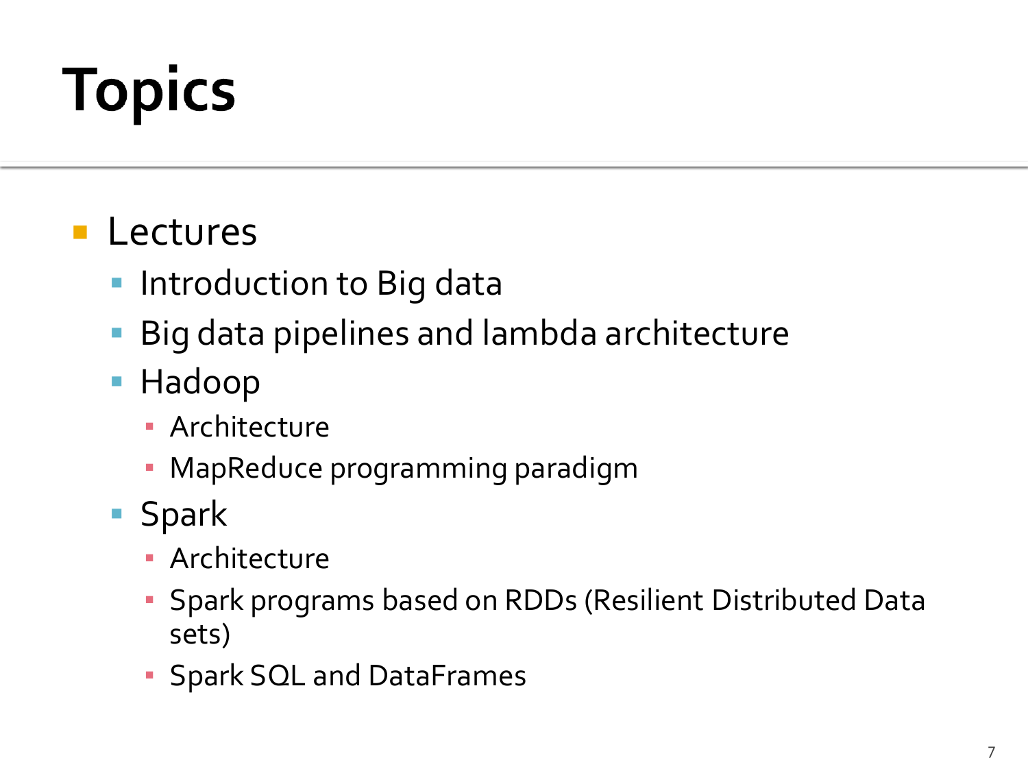# Topics

- Lectures
  - Introduction to Big data
  - Big data pipelines and lambda architecture
  - Hadoop
    - Architecture
    - MapReduce programming paradigm
  - Spark
    - Architecture
    - Spark programs based on RDDs (Resilient Distributed Data sets)
    - Spark SQL and DataFrames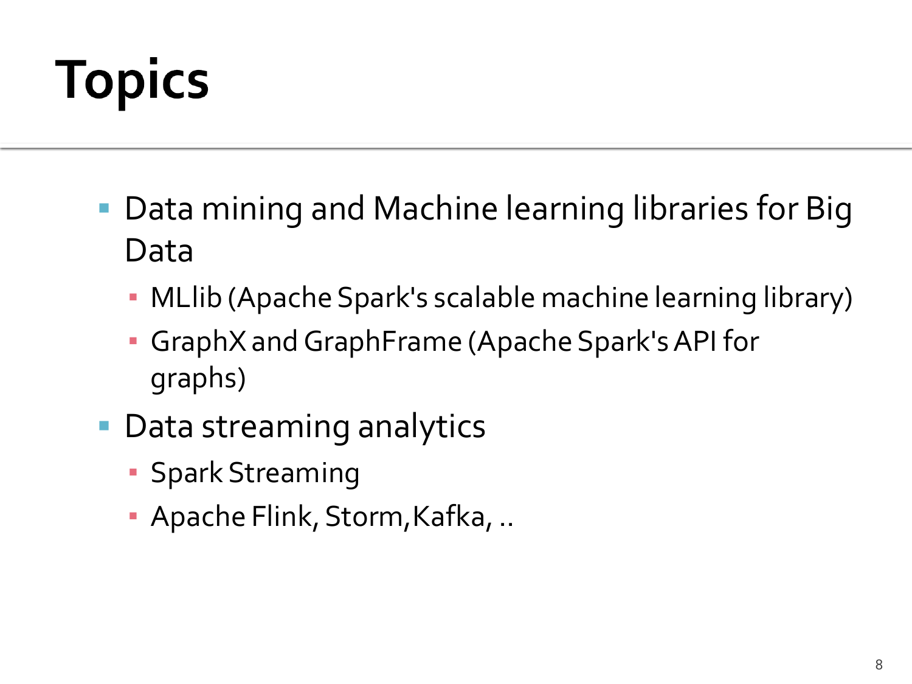# Topics

- Data mining and Machine learning libraries for Big Data
  - MLlib (Apache Spark's scalable machine learning library)
  - GraphX and GraphFrame (Apache Spark's API for graphs)
- Data streaming analytics
  - Spark Streaming
  - Apache Flink, Storm,Kafka, ..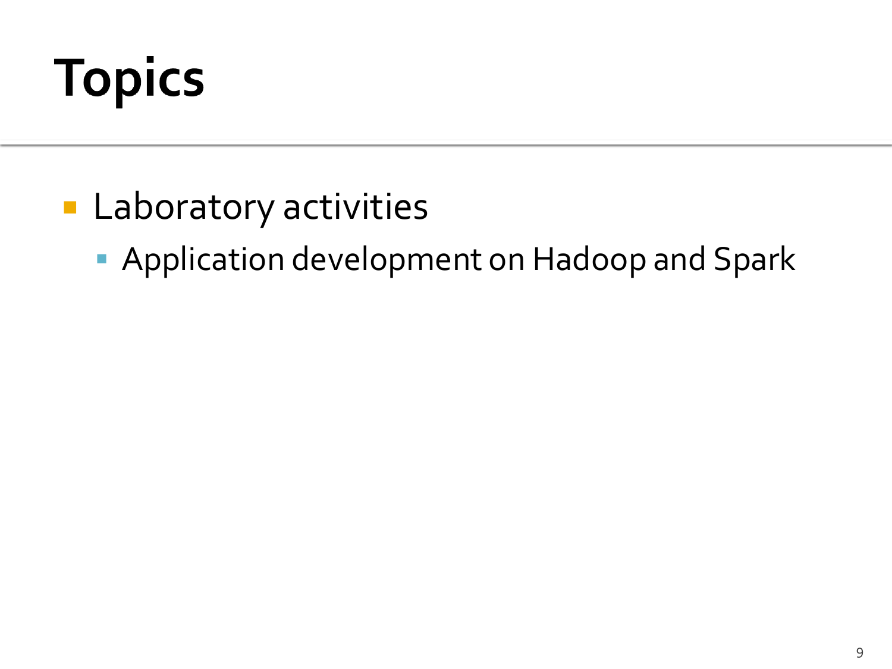# Topics

- Laboratory activities
  - Application development on Hadoop and Spark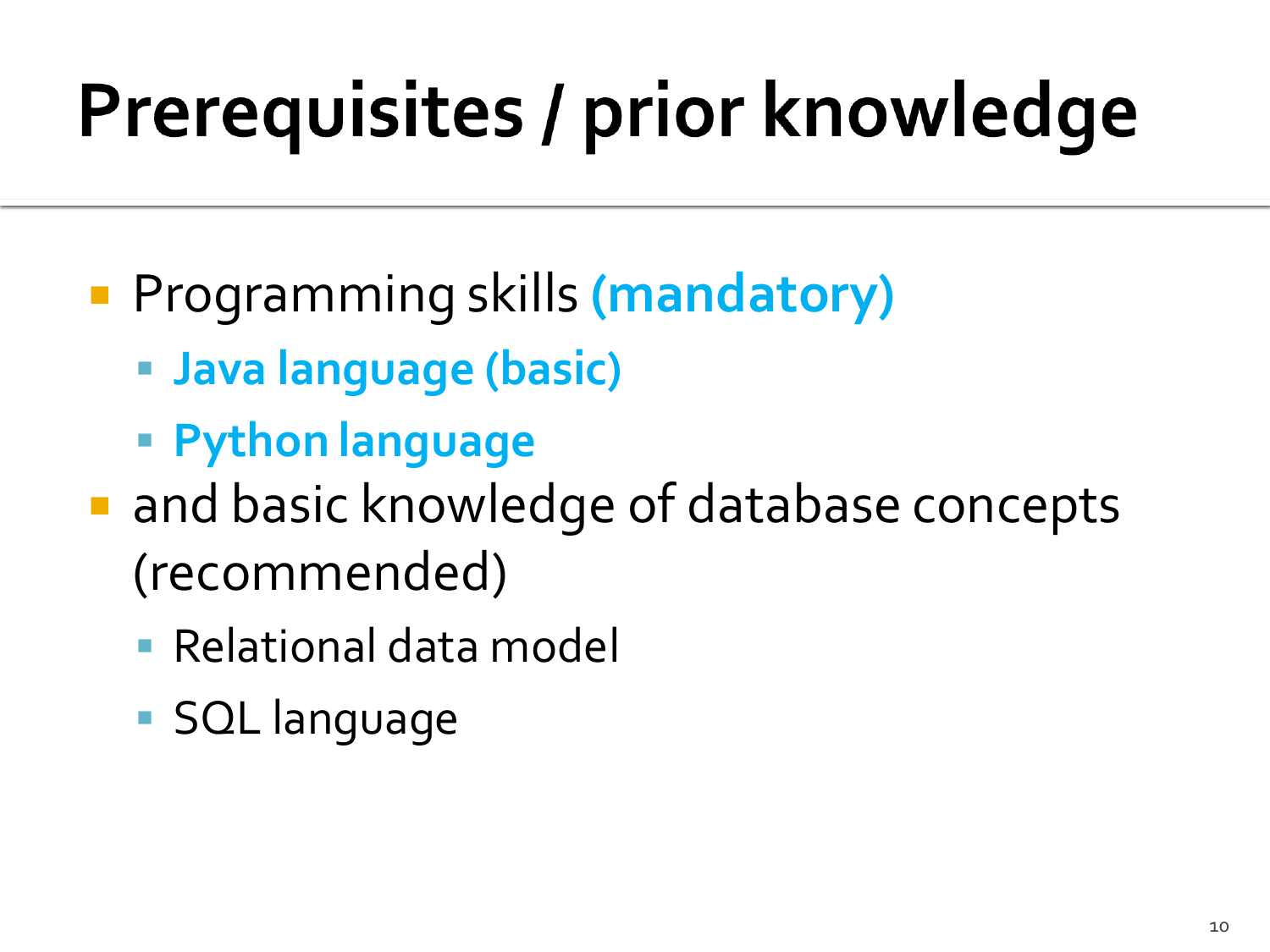# Prerequisites / prior knowledge

- Programming skills **(mandatory)**
  - **Java language (basic)**
  - **Python language**
- and basic knowledge of database concepts (recommended)
  - Relational data model
  - SQL language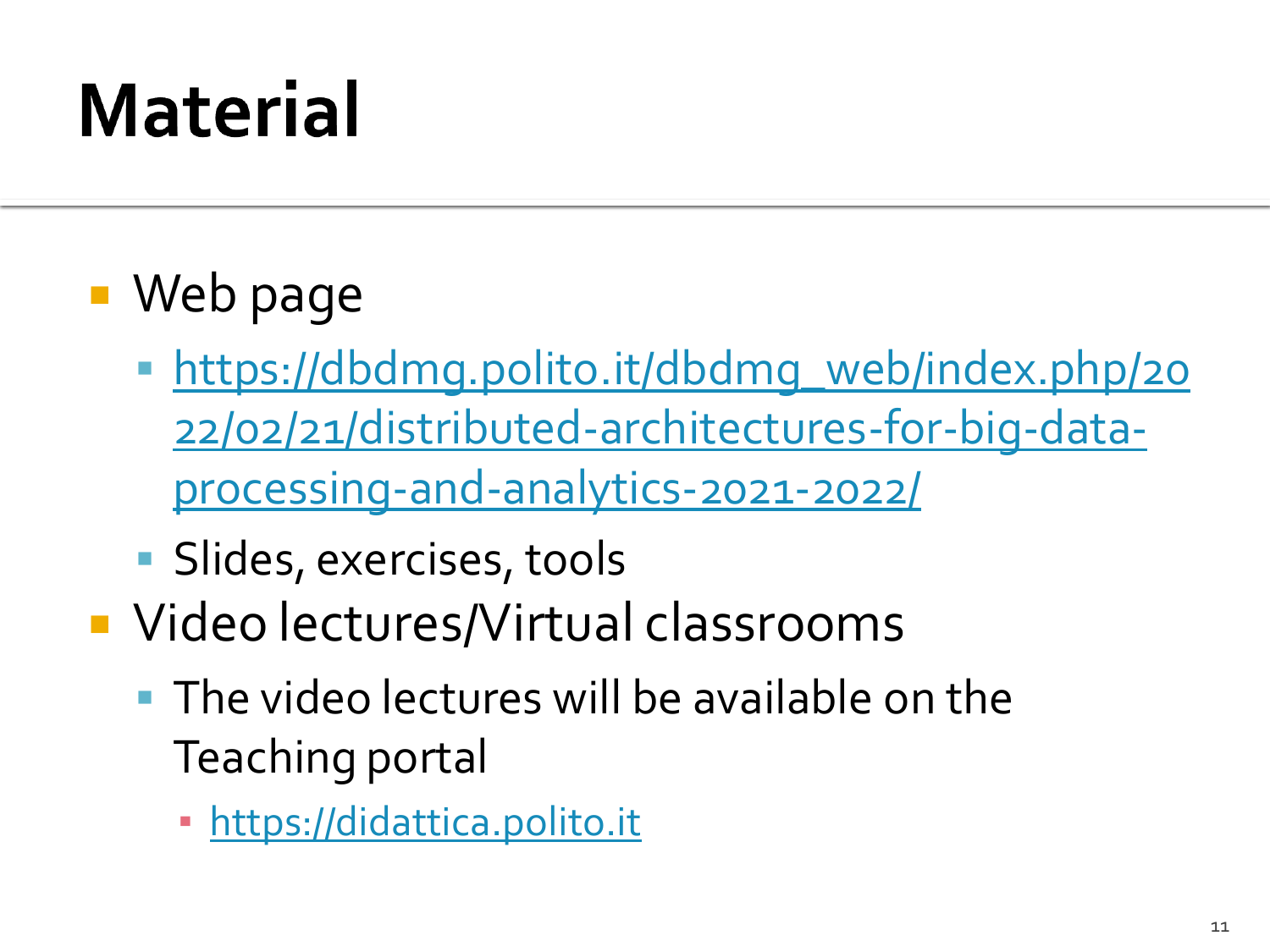# Material

- Web page
  - https://dbdmg.polito.it/dbdmg_web/index.php/2022/02/21/distributed-architectures-for-big-data-processing-and-analytics-2021-2022/
  - Slides, exercises, tools
- Video lectures/Virtual classrooms
  - The video lectures will be available on the Teaching portal
    - https://didattica.polito.it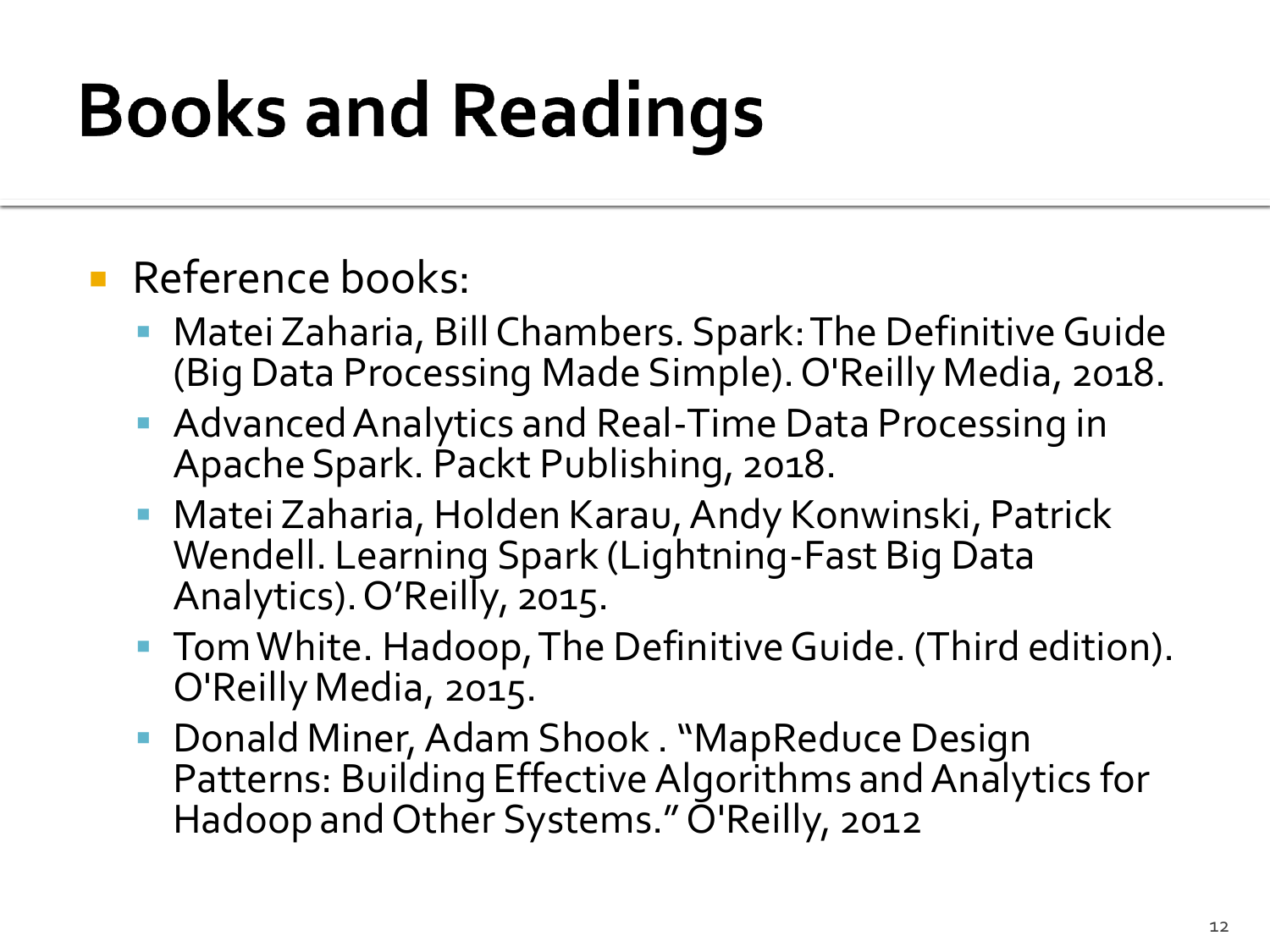# Books and Readings

- Reference books:
  - Matei Zaharia, Bill Chambers. Spark: The Definitive Guide (Big Data Processing Made Simple). O'Reilly Media, 2018.
  - Advanced Analytics and Real-Time Data Processing in Apache Spark. Packt Publishing, 2018.
  - Matei Zaharia, Holden Karau, Andy Konwinski, Patrick Wendell. Learning Spark (Lightning-Fast Big Data Analytics). O'Reilly, 2015.
  - Tom White. Hadoop, The Definitive Guide. (Third edition). O'Reilly Media, 2015.
  - Donald Miner, Adam Shook . "MapReduce Design Patterns: Building Effective Algorithms and Analytics for Hadoop and Other Systems." O'Reilly, 2012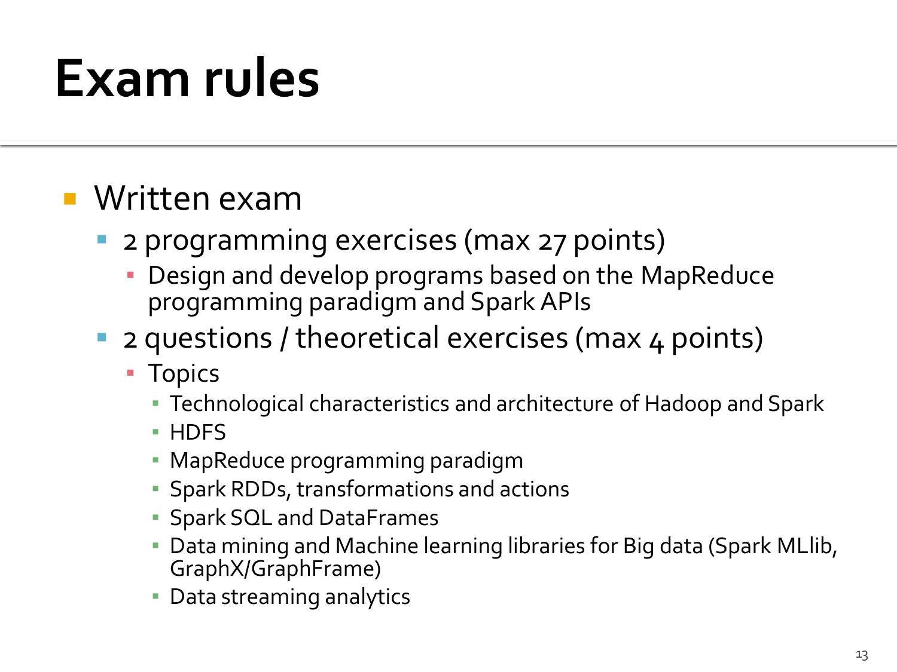# Exam rules

- Written exam
  - 2 programming exercises (max 27 points)
    - Design and develop programs based on the MapReduce programming paradigm and Spark APIs
  - 2 questions / theoretical exercises (max 4 points)
    - Topics
      - Technological characteristics and architecture of Hadoop and Spark
      - HDFS
      - MapReduce programming paradigm
      - Spark RDDs, transformations and actions
      - Spark SQL and DataFrames
      - Data mining and Machine learning libraries for Big data (Spark MLlib, GraphX/GraphFrame)
      - Data streaming analytics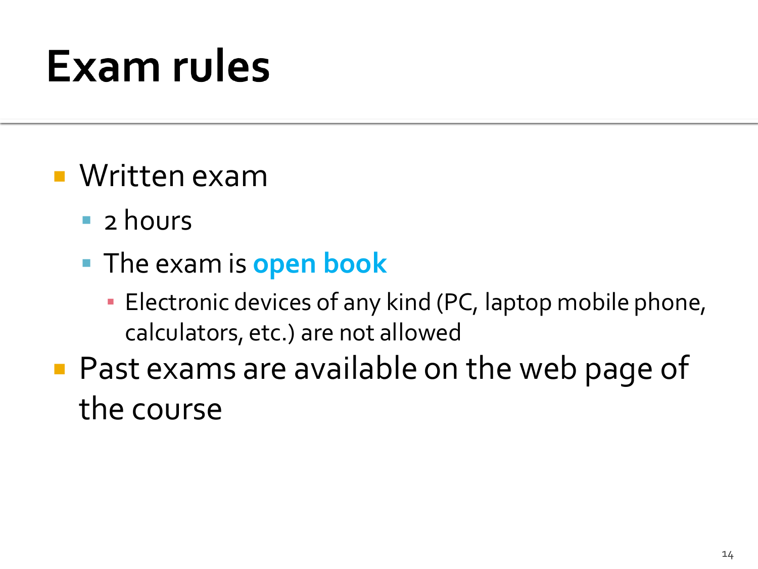# Exam rules

- Written exam
  - 2 hours
  - The exam is **open book**
    - Electronic devices of any kind (PC, laptop mobile phone, calculators, etc.) are not allowed
- Past exams are available on the web page of the course